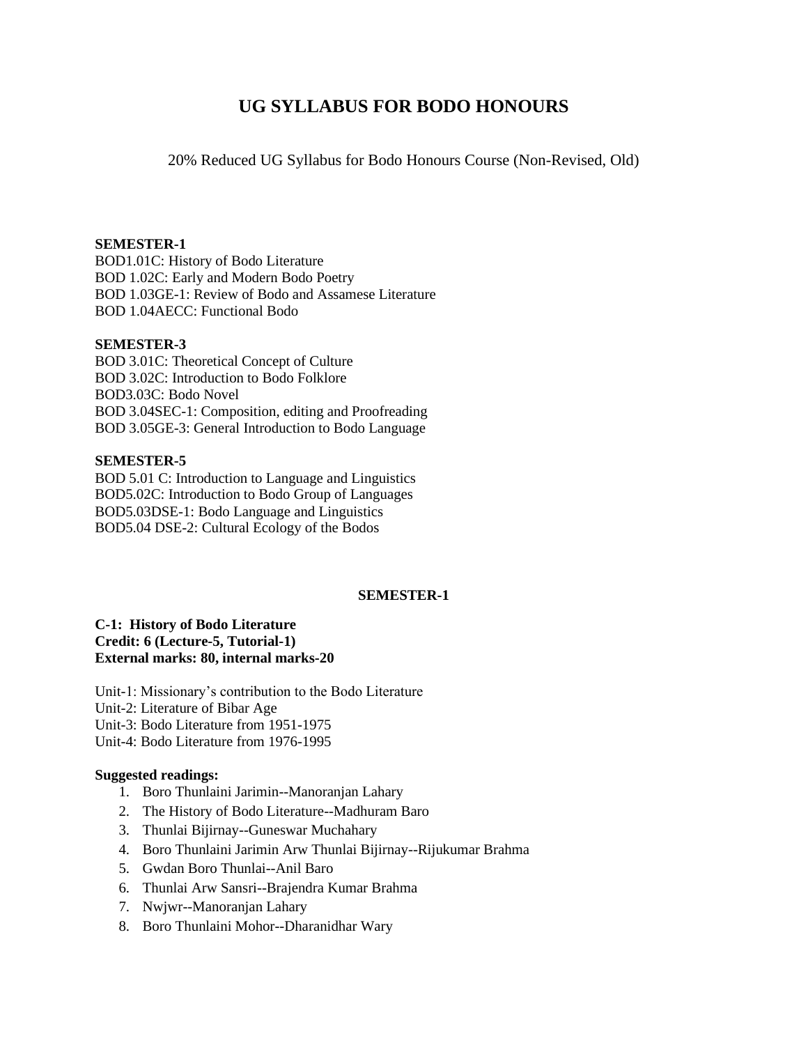# UG SYLLABUS FOR BODO HONOURS

20% Reduced UG Syllabus for Bodo Honours Course (Non-Revised, Old)

**SEMESTER-1**
BOD1.01C: History of Bodo Literature
BOD 1.02C: Early and Modern Bodo Poetry
BOD 1.03GE-1: Review of Bodo and Assamese Literature
BOD 1.04AECC: Functional Bodo

**SEMESTER-3**
BOD 3.01C: Theoretical Concept of Culture
BOD 3.02C: Introduction to Bodo Folklore
BOD3.03C: Bodo Novel
BOD 3.04SEC-1: Composition, editing and Proofreading
BOD 3.05GE-3: General Introduction to Bodo Language

**SEMESTER-5**
BOD 5.01 C: Introduction to Language and Linguistics
BOD5.02C: Introduction to Bodo Group of Languages
BOD5.03DSE-1: Bodo Language and Linguistics
BOD5.04 DSE-2: Cultural Ecology of the Bodos

## SEMESTER-1

**C-1: History of Bodo Literature**
**Credit: 6 (Lecture-5, Tutorial-1)**
**External marks: 80, internal marks-20**

Unit-1: Missionary's contribution to the Bodo Literature
Unit-2: Literature of Bibar Age
Unit-3: Bodo Literature from 1951-1975
Unit-4: Bodo Literature from 1976-1995

**Suggested readings:**

1. Boro Thunlaini Jarimin--Manoranjan Lahary
2. The History of Bodo Literature--Madhuram Baro
3. Thunlai Bijirnay--Guneswar Muchahary
4. Boro Thunlaini Jarimin Arw Thunlai Bijirnay--Rijukumar Brahma
5. Gwdan Boro Thunlai--Anil Baro
6. Thunlai Arw Sansri--Brajendra Kumar Brahma
7. Nwjwr--Manoranjan Lahary
8. Boro Thunlaini Mohor--Dharanidhar Wary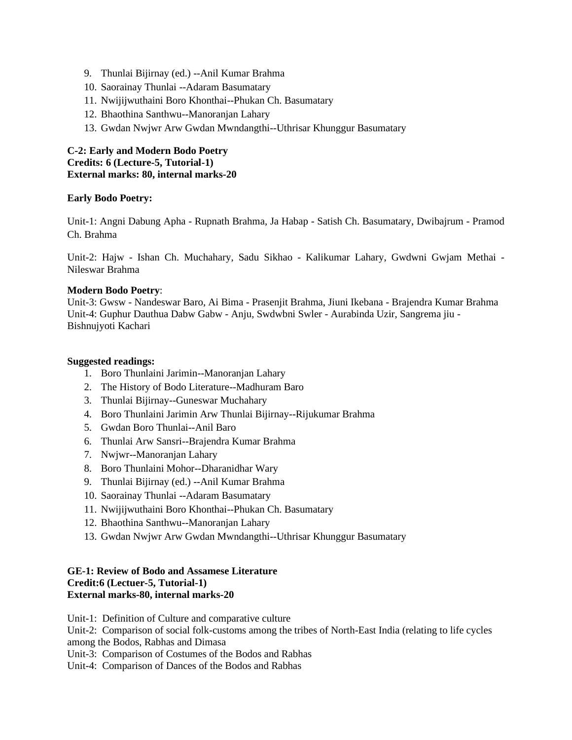9. Thunlai Bijirnay (ed.) --Anil Kumar Brahma
10. Saorainay Thunlai --Adaram Basumatary
11. Nwijijwuthaini Boro Khonthai--Phukan Ch. Basumatary
12. Bhaothina Santhwu--Manoranjan Lahary
13. Gwdan Nwjwr Arw Gwdan Mwndangthi--Uthrisar Khunggur Basumatary

**C-2: Early and Modern Bodo Poetry**
**Credits: 6 (Lecture-5, Tutorial-1)**
**External marks: 80, internal marks-20**

**Early Bodo Poetry:**

Unit-1: Angni Dabung Apha - Rupnath Brahma, Ja Habap - Satish Ch. Basumatary, Dwibajrum - Pramod Ch. Brahma

Unit-2: Hajw - Ishan Ch. Muchahary, Sadu Sikhao - Kalikumar Lahary, Gwdwni Gwjam Methai - Nileswar Brahma

**Modern Bodo Poetry**:
Unit-3: Gwsw - Nandeswar Baro, Ai Bima - Prasenjit Brahma, Jiuni Ikebana - Brajendra Kumar Brahma
Unit-4: Guphur Dauthua Dabw Gabw - Anju, Swdwbni Swler - Aurabinda Uzir, Sangrema jiu - Bishnujyoti Kachari

**Suggested readings:**

1. Boro Thunlaini Jarimin--Manoranjan Lahary
2. The History of Bodo Literature--Madhuram Baro
3. Thunlai Bijirnay--Guneswar Muchahary
4. Boro Thunlaini Jarimin Arw Thunlai Bijirnay--Rijukumar Brahma
5. Gwdan Boro Thunlai--Anil Baro
6. Thunlai Arw Sansri--Brajendra Kumar Brahma
7. Nwjwr--Manoranjan Lahary
8. Boro Thunlaini Mohor--Dharanidhar Wary
9. Thunlai Bijirnay (ed.) --Anil Kumar Brahma
10. Saorainay Thunlai --Adaram Basumatary
11. Nwijijwuthaini Boro Khonthai--Phukan Ch. Basumatary
12. Bhaothina Santhwu--Manoranjan Lahary
13. Gwdan Nwjwr Arw Gwdan Mwndangthi--Uthrisar Khunggur Basumatary

**GE-1: Review of Bodo and Assamese Literature**
**Credit:6 (Lectuer-5, Tutorial-1)**
**External marks-80, internal marks-20**

Unit-1: Definition of Culture and comparative culture
Unit-2: Comparison of social folk-customs among the tribes of North-East India (relating to life cycles among the Bodos, Rabhas and Dimasa
Unit-3: Comparison of Costumes of the Bodos and Rabhas
Unit-4: Comparison of Dances of the Bodos and Rabhas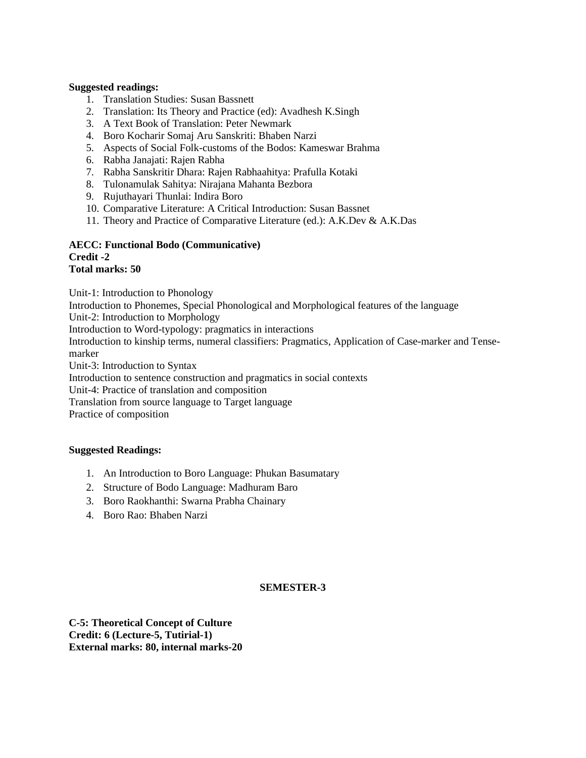**Suggested readings:**

1. Translation Studies: Susan Bassnett
2. Translation: Its Theory and Practice (ed): Avadhesh K.Singh
3. A Text Book of Translation: Peter Newmark
4. Boro Kocharir Somaj Aru Sanskriti: Bhaben Narzi
5. Aspects of Social Folk-customs of the Bodos: Kameswar Brahma
6. Rabha Janajati: Rajen Rabha
7. Rabha Sanskritir Dhara: Rajen Rabhaahitya: Prafulla Kotaki
8. Tulonamulak Sahitya: Nirajana Mahanta Bezbora
9. Rujuthayari Thunlai: Indira Boro
10. Comparative Literature: A Critical Introduction: Susan Bassnet
11. Theory and Practice of Comparative Literature (ed.): A.K.Dev & A.K.Das

**AECC: Functional Bodo (Communicative)**
**Credit -2**
**Total marks: 50**

Unit-1: Introduction to Phonology
Introduction to Phonemes, Special Phonological and Morphological features of the language
Unit-2: Introduction to Morphology
Introduction to Word-typology: pragmatics in interactions
Introduction to kinship terms, numeral classifiers: Pragmatics, Application of Case-marker and Tense-marker
Unit-3: Introduction to Syntax
Introduction to sentence construction and pragmatics in social contexts
Unit-4: Practice of translation and composition
Translation from source language to Target language
Practice of composition

**Suggested Readings:**

1. An Introduction to Boro Language: Phukan Basumatary
2. Structure of Bodo Language: Madhuram Baro
3. Boro Raokhanthi: Swarna Prabha Chainary
4. Boro Rao: Bhaben Narzi

## SEMESTER-3

**C-5: Theoretical Concept of Culture**
**Credit: 6 (Lecture-5, Tutirial-1)**
**External marks: 80, internal marks-20**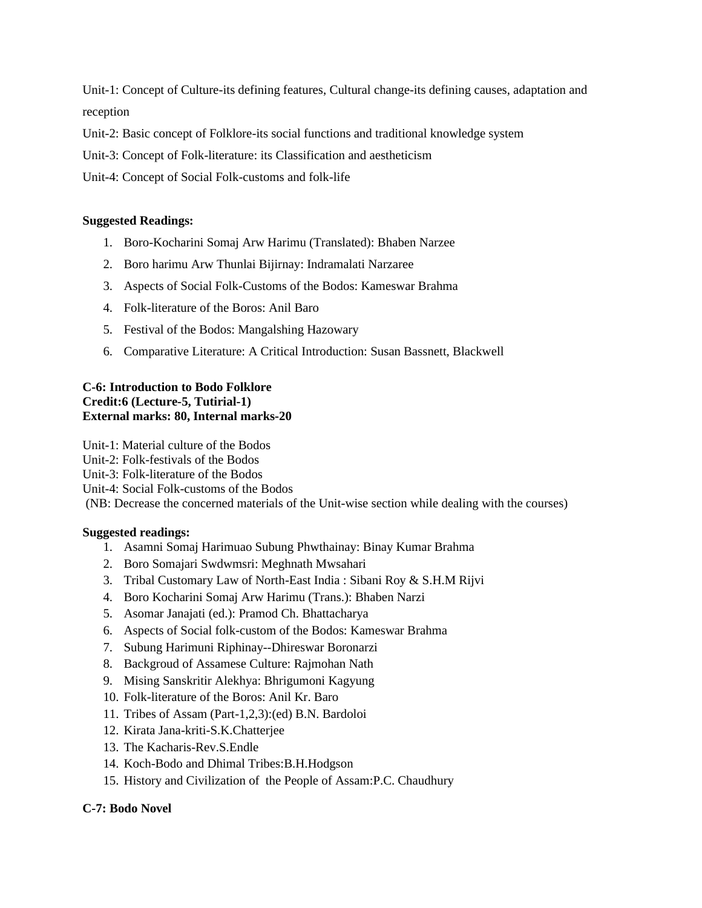Unit-1: Concept of Culture-its defining features, Cultural change-its defining causes, adaptation and reception

Unit-2: Basic concept of Folklore-its social functions and traditional knowledge system

Unit-3: Concept of Folk-literature: its Classification and aestheticism

Unit-4: Concept of Social Folk-customs and folk-life

**Suggested Readings:**

1. Boro-Kocharini Somaj Arw Harimu (Translated): Bhaben Narzee
2. Boro harimu Arw Thunlai Bijirnay: Indramalati Narzaree
3. Aspects of Social Folk-Customs of the Bodos: Kameswar Brahma
4. Folk-literature of the Boros: Anil Baro
5. Festival of the Bodos: Mangalshing Hazowary
6. Comparative Literature: A Critical Introduction: Susan Bassnett, Blackwell

**C-6: Introduction to Bodo Folklore**
**Credit:6 (Lecture-5, Tutirial-1)**
**External marks: 80, Internal marks-20**

Unit-1: Material culture of the Bodos
Unit-2: Folk-festivals of the Bodos
Unit-3: Folk-literature of the Bodos
Unit-4: Social Folk-customs of the Bodos
(NB: Decrease the concerned materials of the Unit-wise section while dealing with the courses)

**Suggested readings:**

1. Asamni Somaj Harimuao Subung Phwthainay: Binay Kumar Brahma
2. Boro Somajari Swdwmsri: Meghnath Mwsahari
3. Tribal Customary Law of North-East India : Sibani Roy & S.H.M Rijvi
4. Boro Kocharini Somaj Arw Harimu (Trans.): Bhaben Narzi
5. Asomar Janajati (ed.): Pramod Ch. Bhattacharya
6. Aspects of Social folk-custom of the Bodos: Kameswar Brahma
7. Subung Harimuni Riphinay--Dhireswar Boronarzi
8. Backgroud of Assamese Culture: Rajmohan Nath
9. Mising Sanskritir Alekhya: Bhrigumoni Kagyung
10. Folk-literature of the Boros: Anil Kr. Baro
11. Tribes of Assam (Part-1,2,3):(ed) B.N. Bardoloi
12. Kirata Jana-kriti-S.K.Chatterjee
13. The Kacharis-Rev.S.Endle
14. Koch-Bodo and Dhimal Tribes:B.H.Hodgson
15. History and Civilization of the People of Assam:P.C. Chaudhury

**C-7: Bodo Novel**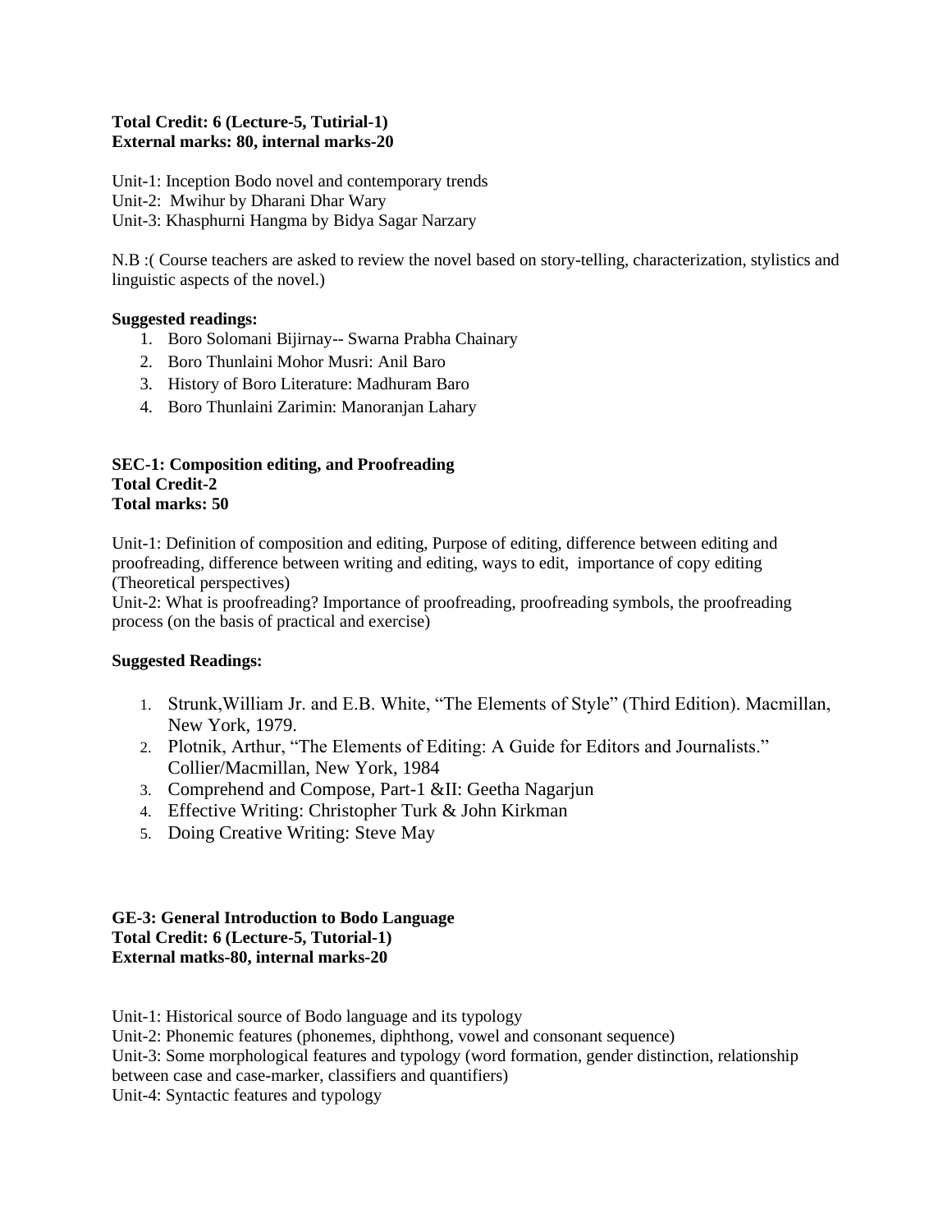**Total Credit: 6 (Lecture-5, Tutirial-1)**
**External marks: 80, internal marks-20**

Unit-1: Inception Bodo novel and contemporary trends
Unit-2: Mwihur by Dharani Dhar Wary
Unit-3: Khasphurni Hangma by Bidya Sagar Narzary

N.B :( Course teachers are asked to review the novel based on story-telling, characterization, stylistics and linguistic aspects of the novel.)

**Suggested readings:**

1. Boro Solomani Bijirnay-- Swarna Prabha Chainary
2. Boro Thunlaini Mohor Musri: Anil Baro
3. History of Boro Literature: Madhuram Baro
4. Boro Thunlaini Zarimin: Manoranjan Lahary

**SEC-1: Composition editing, and Proofreading**
**Total Credit-2**
**Total marks: 50**

Unit-1: Definition of composition and editing, Purpose of editing, difference between editing and proofreading, difference between writing and editing, ways to edit, importance of copy editing (Theoretical perspectives)
Unit-2: What is proofreading? Importance of proofreading, proofreading symbols, the proofreading process (on the basis of practical and exercise)

**Suggested Readings:**

1. Strunk,William Jr. and E.B. White, "The Elements of Style" (Third Edition). Macmillan, New York, 1979.
2. Plotnik, Arthur, "The Elements of Editing: A Guide for Editors and Journalists." Collier/Macmillan, New York, 1984
3. Comprehend and Compose, Part-1 &II: Geetha Nagarjun
4. Effective Writing: Christopher Turk & John Kirkman
5. Doing Creative Writing: Steve May

**GE-3: General Introduction to Bodo Language**
**Total Credit: 6 (Lecture-5, Tutorial-1)**
**External matks-80, internal marks-20**

Unit-1: Historical source of Bodo language and its typology
Unit-2: Phonemic features (phonemes, diphthong, vowel and consonant sequence)
Unit-3: Some morphological features and typology (word formation, gender distinction, relationship between case and case-marker, classifiers and quantifiers)
Unit-4: Syntactic features and typology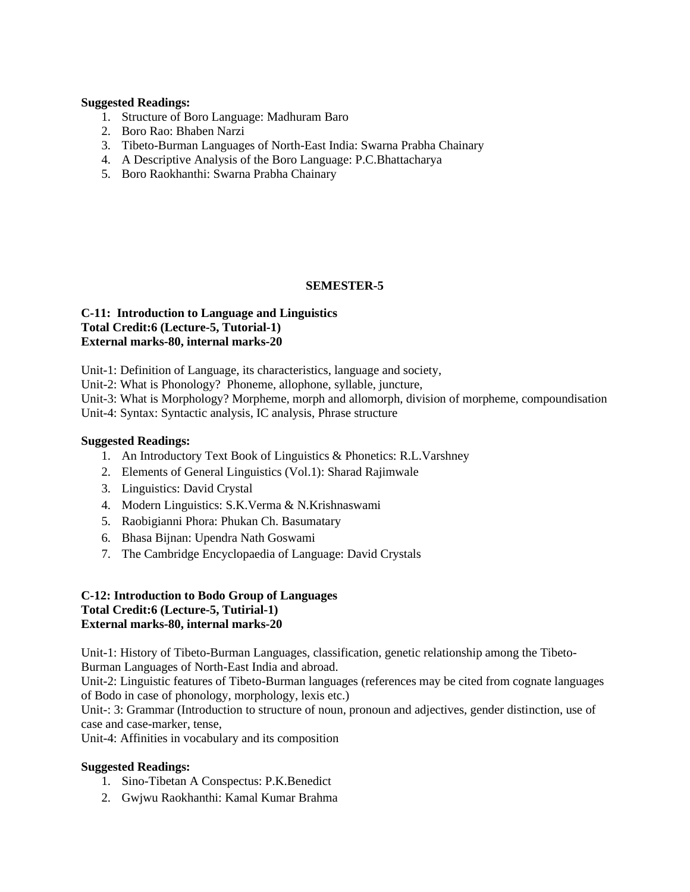**Suggested Readings:**

1. Structure of Boro Language: Madhuram Baro
2. Boro Rao: Bhaben Narzi
3. Tibeto-Burman Languages of North-East India: Swarna Prabha Chainary
4. A Descriptive Analysis of the Boro Language: P.C.Bhattacharya
5. Boro Raokhanthi: Swarna Prabha Chainary

## SEMESTER-5

**C-11: Introduction to Language and Linguistics**
**Total Credit:6 (Lecture-5, Tutorial-1)**
**External marks-80, internal marks-20**

Unit-1: Definition of Language, its characteristics, language and society,

Unit-2: What is Phonology? Phoneme, allophone, syllable, juncture,

Unit-3: What is Morphology? Morpheme, morph and allomorph, division of morpheme, compoundisation

Unit-4: Syntax: Syntactic analysis, IC analysis, Phrase structure

**Suggested Readings:**

1. An Introductory Text Book of Linguistics & Phonetics: R.L.Varshney
2. Elements of General Linguistics (Vol.1): Sharad Rajimwale
3. Linguistics: David Crystal
4. Modern Linguistics: S.K.Verma & N.Krishnaswami
5. Raobigianni Phora: Phukan Ch. Basumatary
6. Bhasa Bijnan: Upendra Nath Goswami
7. The Cambridge Encyclopaedia of Language: David Crystals

**C-12: Introduction to Bodo Group of Languages**
**Total Credit:6 (Lecture-5, Tutirial-1)**
**External marks-80, internal marks-20**

Unit-1: History of Tibeto-Burman Languages, classification, genetic relationship among the Tibeto-Burman Languages of North-East India and abroad.

Unit-2: Linguistic features of Tibeto-Burman languages (references may be cited from cognate languages of Bodo in case of phonology, morphology, lexis etc.)

Unit-: 3: Grammar (Introduction to structure of noun, pronoun and adjectives, gender distinction, use of case and case-marker, tense,

Unit-4: Affinities in vocabulary and its composition

**Suggested Readings:**

1. Sino-Tibetan A Conspectus: P.K.Benedict
2. Gwjwu Raokhanthi: Kamal Kumar Brahma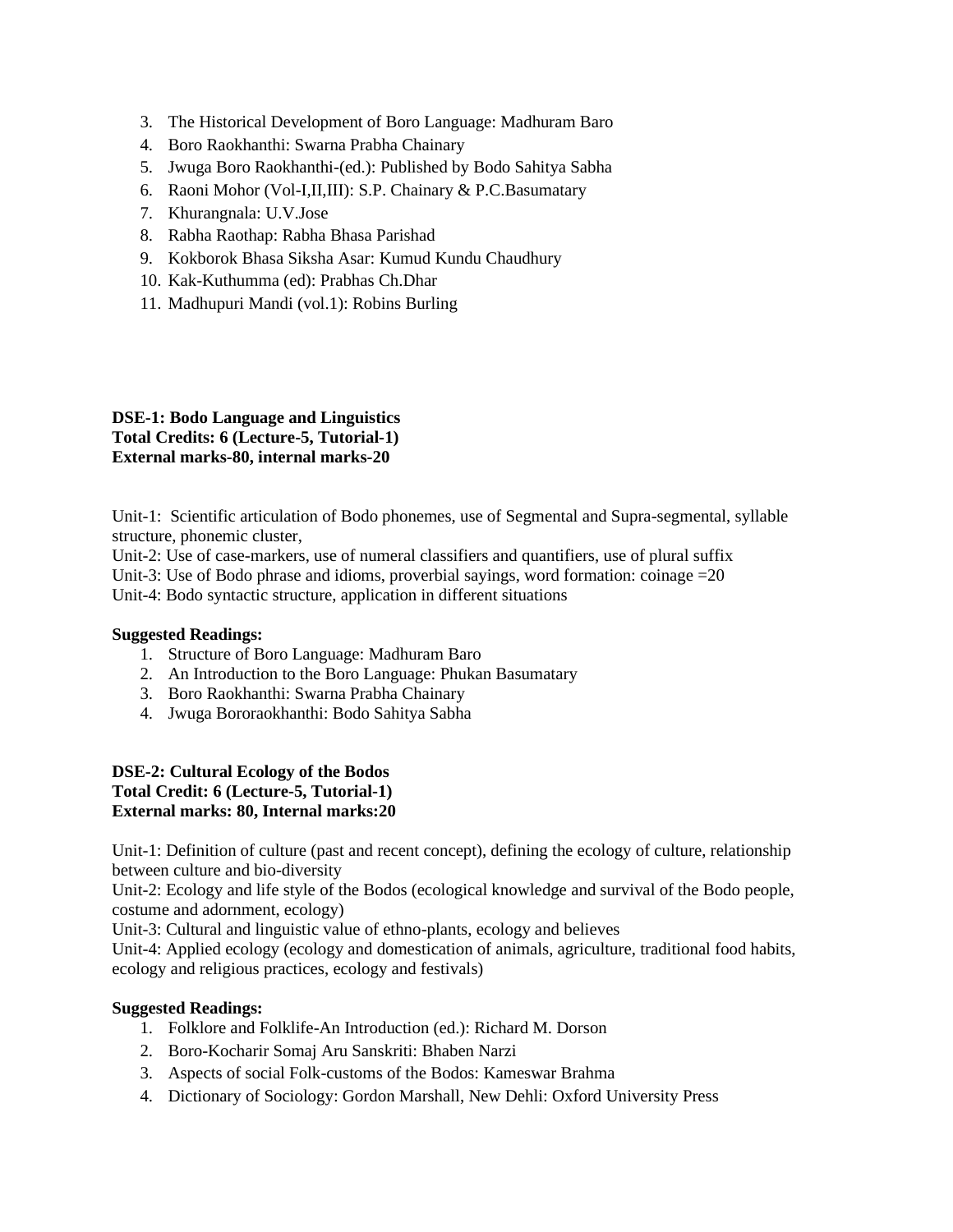3. The Historical Development of Boro Language: Madhuram Baro
4. Boro Raokhanthi: Swarna Prabha Chainary
5. Jwuga Boro Raokhanthi-(ed.): Published by Bodo Sahitya Sabha
6. Raoni Mohor (Vol-I,II,III): S.P. Chainary & P.C.Basumatary
7. Khurangnala: U.V.Jose
8. Rabha Raothap: Rabha Bhasa Parishad
9. Kokborok Bhasa Siksha Asar: Kumud Kundu Chaudhury
10. Kak-Kuthumma (ed): Prabhas Ch.Dhar
11. Madhupuri Mandi (vol.1): Robins Burling

**DSE-1: Bodo Language and Linguistics**
**Total Credits: 6 (Lecture-5, Tutorial-1)**
**External marks-80, internal marks-20**

Unit-1: Scientific articulation of Bodo phonemes, use of Segmental and Supra-segmental, syllable structure, phonemic cluster,
Unit-2: Use of case-markers, use of numeral classifiers and quantifiers, use of plural suffix
Unit-3: Use of Bodo phrase and idioms, proverbial sayings, word formation: coinage =20
Unit-4: Bodo syntactic structure, application in different situations

**Suggested Readings:**

1. Structure of Boro Language: Madhuram Baro
2. An Introduction to the Boro Language: Phukan Basumatary
3. Boro Raokhanthi: Swarna Prabha Chainary
4. Jwuga Bororaokhanthi: Bodo Sahitya Sabha

**DSE-2: Cultural Ecology of the Bodos**
**Total Credit: 6 (Lecture-5, Tutorial-1)**
**External marks: 80, Internal marks:20**

Unit-1: Definition of culture (past and recent concept), defining the ecology of culture, relationship between culture and bio-diversity
Unit-2: Ecology and life style of the Bodos (ecological knowledge and survival of the Bodo people, costume and adornment, ecology)
Unit-3: Cultural and linguistic value of ethno-plants, ecology and believes
Unit-4: Applied ecology (ecology and domestication of animals, agriculture, traditional food habits, ecology and religious practices, ecology and festivals)

**Suggested Readings:**

1. Folklore and Folklife-An Introduction (ed.): Richard M. Dorson
2. Boro-Kocharir Somaj Aru Sanskriti: Bhaben Narzi
3. Aspects of social Folk-customs of the Bodos: Kameswar Brahma
4. Dictionary of Sociology: Gordon Marshall, New Dehli: Oxford University Press